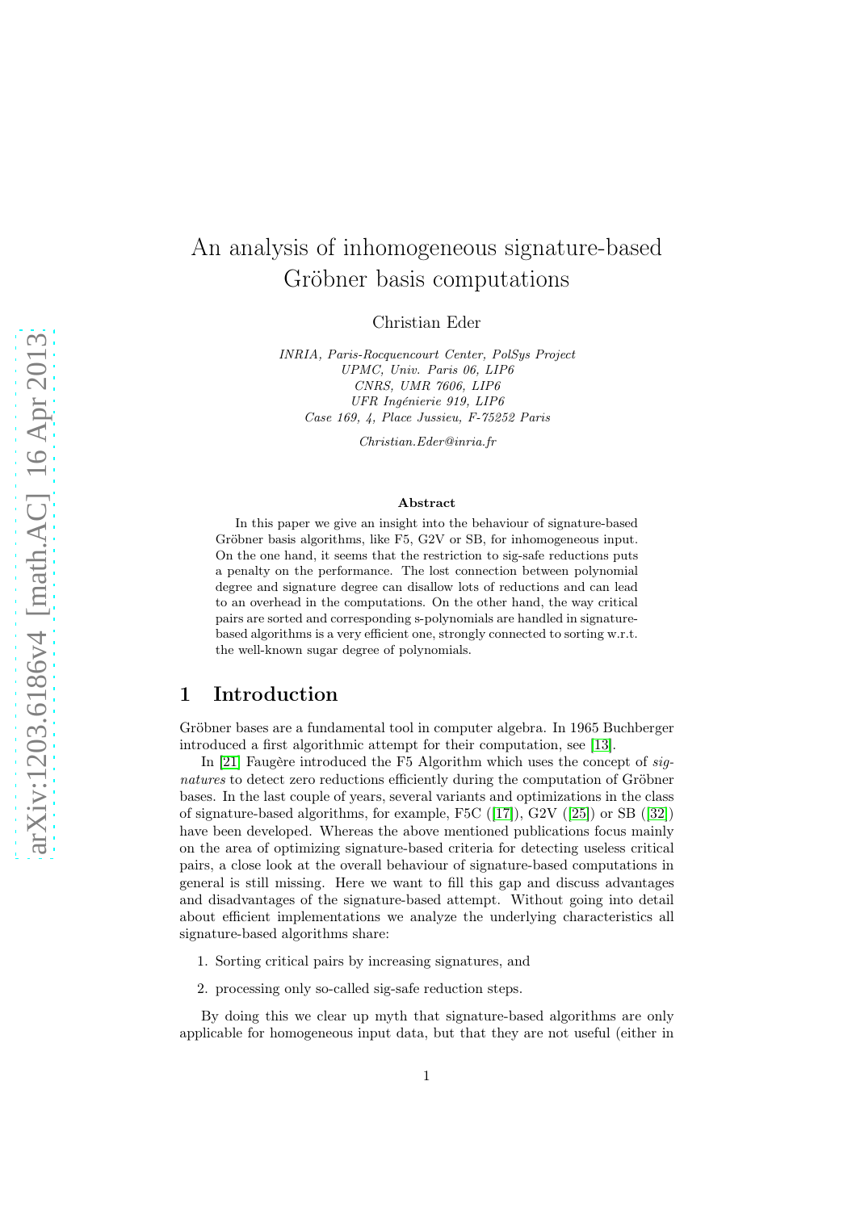# An analysis of inhomogeneous signature-based Gröbner basis computations

Christian Eder

*INRIA, Paris-Rocquencourt Center, PolSys Project*
*UPMC, Univ. Paris 06, LIP6*
*CNRS, UMR 7606, LIP6*
*UFR Ingénierie 919, LIP6*
*Case 169, 4, Place Jussieu, F-75252 Paris*

*Christian.Eder@inria.fr*

### Abstract

In this paper we give an insight into the behaviour of signature-based Gröbner basis algorithms, like F5, G2V or SB, for inhomogeneous input. On the one hand, it seems that the restriction to sig-safe reductions puts a penalty on the performance. The lost connection between polynomial degree and signature degree can disallow lots of reductions and can lead to an overhead in the computations. On the other hand, the way critical pairs are sorted and corresponding s-polynomials are handled in signature-based algorithms is a very efficient one, strongly connected to sorting w.r.t. the well-known sugar degree of polynomials.

## 1 Introduction

Gröbner bases are a fundamental tool in computer algebra. In 1965 Buchberger introduced a first algorithmic attempt for their computation, see [13].

In [21] Faugère introduced the F5 Algorithm which uses the concept of *signatures* to detect zero reductions efficiently during the computation of Gröbner bases. In the last couple of years, several variants and optimizations in the class of signature-based algorithms, for example, F5C ([17]), G2V ([25]) or SB ([32]) have been developed. Whereas the above mentioned publications focus mainly on the area of optimizing signature-based criteria for detecting useless critical pairs, a close look at the overall behaviour of signature-based computations in general is still missing. Here we want to fill this gap and discuss advantages and disadvantages of the signature-based attempt. Without going into detail about efficient implementations we analyze the underlying characteristics all signature-based algorithms share:

1. Sorting critical pairs by increasing signatures, and
2. processing only so-called sig-safe reduction steps.

By doing this we clear up myth that signature-based algorithms are only applicable for homogeneous input data, but that they are not useful (either in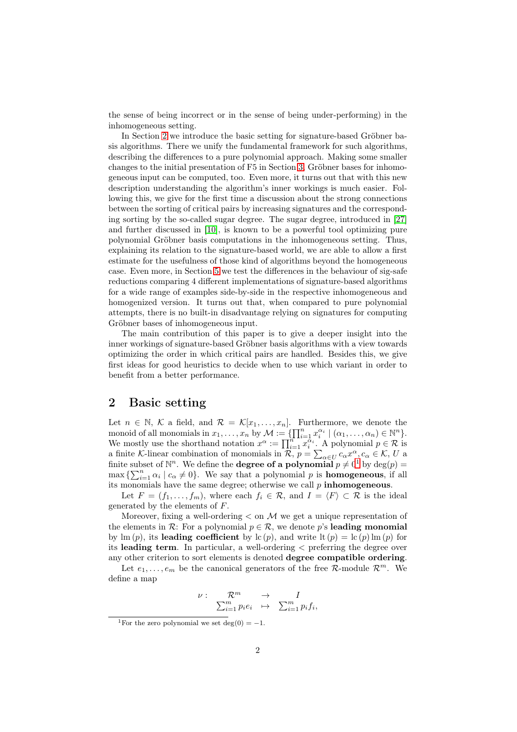the sense of being incorrect or in the sense of being under-performing) in the inhomogeneous setting.

In Section 2 we introduce the basic setting for signature-based Gröbner basis algorithms. There we unify the fundamental framework for such algorithms, describing the differences to a pure polynomial approach. Making some smaller changes to the initial presentation of F5 in Section 3, Gröbner bases for inhomogeneous input can be computed, too. Even more, it turns out that with this new description understanding the algorithm's inner workings is much easier. Following this, we give for the first time a discussion about the strong connections between the sorting of critical pairs by increasing signatures and the corresponding sorting by the so-called sugar degree. The sugar degree, introduced in [27] and further discussed in [10], is known to be a powerful tool optimizing pure polynomial Gröbner basis computations in the inhomogeneous setting. Thus, explaining its relation to the signature-based world, we are able to allow a first estimate for the usefulness of those kind of algorithms beyond the homogeneous case. Even more, in Section 5 we test the differences in the behaviour of sig-safe reductions comparing 4 different implementations of signature-based algorithms for a wide range of examples side-by-side in the respective inhomogeneous and homogenized version. It turns out that, when compared to pure polynomial attempts, there is no built-in disadvantage relying on signatures for computing Gröbner bases of inhomogeneous input.

The main contribution of this paper is to give a deeper insight into the inner workings of signature-based Gröbner basis algorithms with a view towards optimizing the order in which critical pairs are handled. Besides this, we give first ideas for good heuristics to decide when to use which variant in order to benefit from a better performance.

## 2 Basic setting

Let $n \in \mathbb{N}$, $\mathcal{K}$ a field, and $\mathcal{R} = \mathcal{K}[x_1, \ldots, x_n]$. Furthermore, we denote the monoid of all monomials in $x_1, \ldots, x_n$ by $\mathcal{M} := \{\prod_{i=1}^n x_i^{\alpha_i} \mid (\alpha_1, \ldots, \alpha_n) \in \mathbb{N}^n\}$. We mostly use the shorthand notation $x^\alpha := \prod_{i=1}^n x_i^{\alpha_i}$. A polynomial $p \in \mathcal{R}$ is a finite $\mathcal{K}$-linear combination of monomials in $\mathcal{R}$, $p = \sum_{\alpha \in U} c_\alpha x^\alpha, c_\alpha \in \mathcal{K}$, $U$ a finite subset of $\mathbb{N}^n$. We define the **degree of a polynomial** $p \neq 0$[1] by $\deg(p) = \max\{\sum_{i=1}^n \alpha_i \mid c_\alpha \neq 0\}$. We say that a polynomial $p$ is **homogeneous**, if all its monomials have the same degree; otherwise we call $p$ **inhomogeneous**.

Let $F = (f_1, \ldots, f_m)$, where each $f_i \in \mathcal{R}$, and $I = \langle F \rangle \subset \mathcal{R}$ is the ideal generated by the elements of $F$.

Moreover, fixing a well-ordering $<$ on $\mathcal{M}$ we get a unique representation of the elements in $\mathcal{R}$: For a polynomial $p \in \mathcal{R}$, we denote $p$'s **leading monomial** by $\operatorname{lm}(p)$, its **leading coefficient** by $\operatorname{lc}(p)$, and write $\operatorname{lt}(p) = \operatorname{lc}(p) \operatorname{lm}(p)$ for its **leading term**. In particular, a well-ordering $<$ preferring the degree over any other criterion to sort elements is denoted **degree compatible ordering**.

Let $e_1, \ldots, e_m$ be the canonical generators of the free $\mathcal{R}$-module $\mathcal{R}^m$. We define a map

$$\nu : \begin{array}{ccc} \mathcal{R}^m & \to & I \\ \sum_{i=1}^m p_i e_i & \mapsto & \sum_{i=1}^m p_i f_i, \end{array}$$

[1] For the zero polynomial we set $\deg(0) = -1$.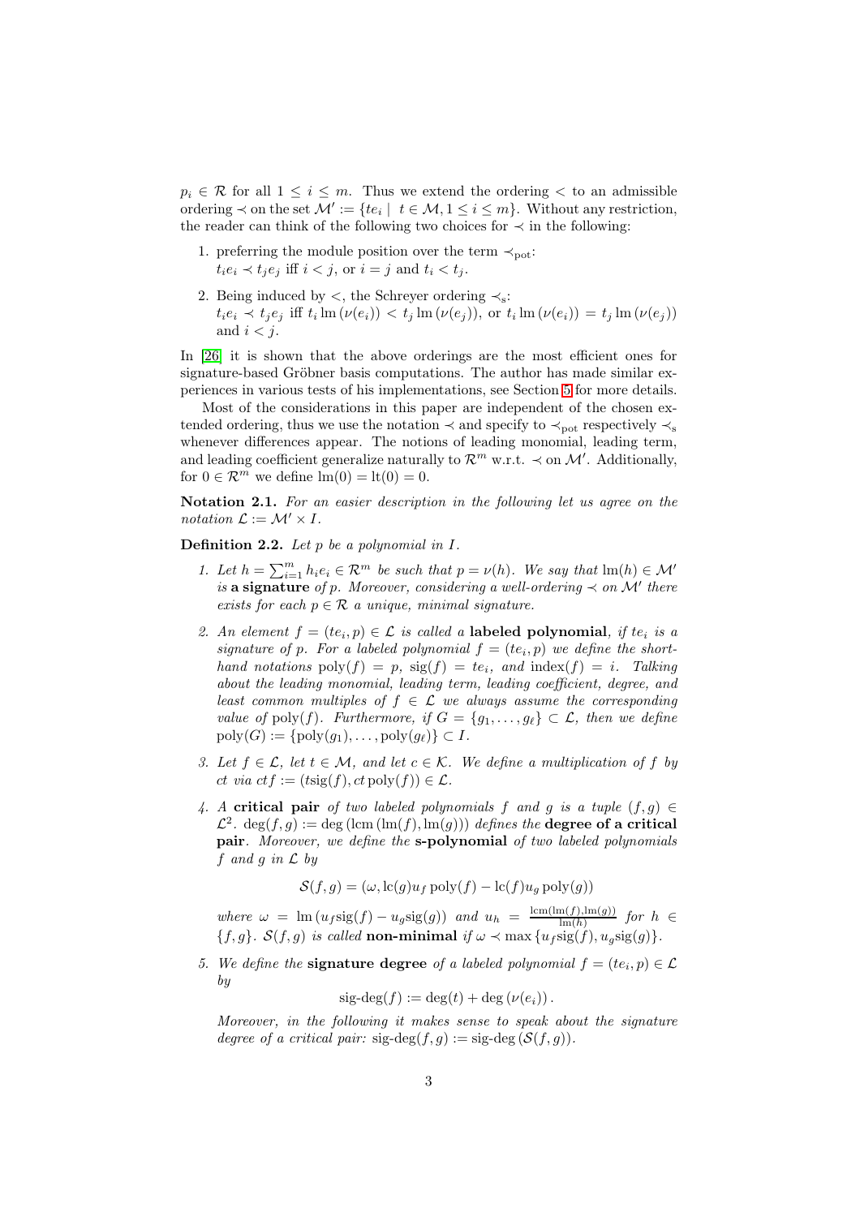$p_i \in \mathcal{R}$ for all $1 \leq i \leq m$. Thus we extend the ordering $<$ to an admissible ordering $\prec$ on the set $\mathcal{M}' := \{te_i \mid t \in \mathcal{M}, 1 \leq i \leq m\}$. Without any restriction, the reader can think of the following two choices for $\prec$ in the following:

1. preferring the module position over the term $\prec_{\text{pot}}$:
   $t_i e_i \prec t_j e_j$ iff $i < j$, or $i = j$ and $t_i < t_j$.
2. Being induced by $<$, the Schreyer ordering $\prec_{\text{s}}$:
   $t_i e_i \prec t_j e_j$ iff $t_i \operatorname{lm}(\nu(e_i)) < t_j \operatorname{lm}(\nu(e_j))$, or $t_i \operatorname{lm}(\nu(e_i)) = t_j \operatorname{lm}(\nu(e_j))$ and $i < j$.

In [26] it is shown that the above orderings are the most efficient ones for signature-based Gröbner basis computations. The author has made similar experiences in various tests of his implementations, see Section 5 for more details.

Most of the considerations in this paper are independent of the chosen extended ordering, thus we use the notation $\prec$ and specify to $\prec_{\text{pot}}$ respectively $\prec_{\text{s}}$ whenever differences appear. The notions of leading monomial, leading term, and leading coefficient generalize naturally to $\mathcal{R}^m$ w.r.t. $\prec$ on $\mathcal{M}'$. Additionally, for $0 \in \mathcal{R}^m$ we define $\operatorname{lm}(0) = \operatorname{lt}(0) = 0$.

**Notation 2.1.** *For an easier description in the following let us agree on the notation $\mathcal{L} := \mathcal{M}' \times I$.*

**Definition 2.2.** *Let $p$ be a polynomial in $I$.*

1. *Let $h = \sum_{i=1}^m h_i e_i \in \mathcal{R}^m$ be such that $p = \nu(h)$. We say that $\operatorname{lm}(h) \in \mathcal{M}'$ is* **a signature** *of $p$. Moreover, considering a well-ordering $\prec$ on $\mathcal{M}'$ there exists for each $p \in \mathcal{R}$ a unique, minimal signature.*
2. *An element $f = (te_i, p) \in \mathcal{L}$ is called a* **labeled polynomial***, if $te_i$ is a signature of $p$. For a labeled polynomial $f = (te_i, p)$ we define the shorthand notations $\operatorname{poly}(f) = p$, $\operatorname{sig}(f) = te_i$, and $\operatorname{index}(f) = i$. Talking about the leading monomial, leading term, leading coefficient, degree, and least common multiples of $f \in \mathcal{L}$ we always assume the corresponding value of $\operatorname{poly}(f)$. Furthermore, if $G = \{g_1, \ldots, g_\ell\} \subset \mathcal{L}$, then we define $\operatorname{poly}(G) := \{\operatorname{poly}(g_1), \ldots, \operatorname{poly}(g_\ell)\} \subset I$.*
3. *Let $f \in \mathcal{L}$, let $t \in \mathcal{M}$, and let $c \in \mathcal{K}$. We define a multiplication of $f$ by $ct$ via $ctf := (t\operatorname{sig}(f), ct\operatorname{poly}(f)) \in \mathcal{L}$.*
4. *A* **critical pair** *of two labeled polynomials $f$ and $g$ is a tuple $(f, g) \in \mathcal{L}^2$. $\deg(f, g) := \deg(\operatorname{lcm}(\operatorname{lm}(f), \operatorname{lm}(g)))$ defines the* **degree of a critical pair***. Moreover, we define the* **s-polynomial** *of two labeled polynomials $f$ and $g$ in $\mathcal{L}$ by*

   $$\mathcal{S}(f, g) = (\omega, \operatorname{lc}(g) u_f \operatorname{poly}(f) - \operatorname{lc}(f) u_g \operatorname{poly}(g))$$

   *where $\omega = \operatorname{lm}(u_f \operatorname{sig}(f) - u_g \operatorname{sig}(g))$ and $u_h = \frac{\operatorname{lcm}(\operatorname{lm}(f), \operatorname{lm}(g))}{\operatorname{lm}(h)}$ for $h \in \{f, g\}$. $\mathcal{S}(f, g)$ is called* **non-minimal** *if $\omega \prec \max\{u_f \operatorname{sig}(f), u_g \operatorname{sig}(g)\}$.*
5. *We define the* **signature degree** *of a labeled polynomial $f = (te_i, p) \in \mathcal{L}$ by*

   $$\operatorname{sig-deg}(f) := \deg(t) + \deg(\nu(e_i)).$$

   *Moreover, in the following it makes sense to speak about the signature degree of a critical pair: $\operatorname{sig-deg}(f, g) := \operatorname{sig-deg}(\mathcal{S}(f, g))$.*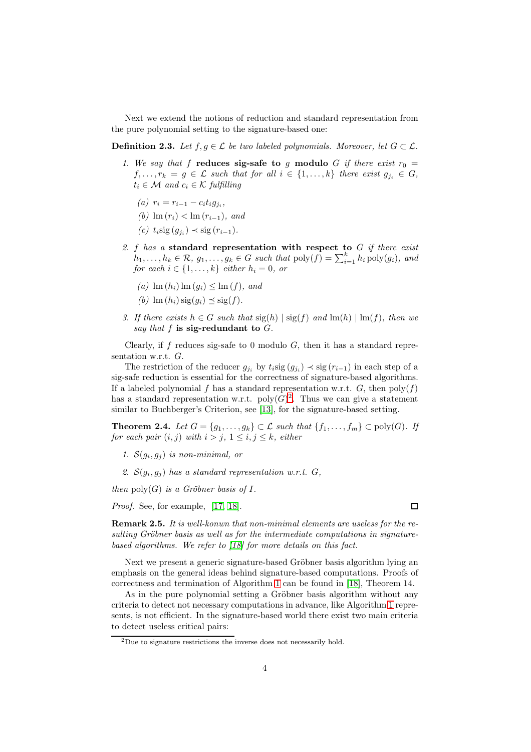Next we extend the notions of reduction and standard representation from the pure polynomial setting to the signature-based one:

**Definition 2.3.** *Let $f, g \in \mathcal{L}$ be two labeled polynomials. Moreover, let $G \subset \mathcal{L}$.*

1. *We say that $f$* **reduces sig-safe to** *$g$* **modulo** *$G$ if there exist $r_0 = f, \ldots, r_k = g \in \mathcal{L}$ such that for all $i \in \{1, \ldots, k\}$ there exist $g_{j_i} \in G$, $t_i \in \mathcal{M}$ and $c_i \in \mathcal{K}$ fulfilling*
   - (a) $r_i = r_{i-1} - c_i t_i g_{j_i}$,
   - (b) $\operatorname{lm}(r_i) < \operatorname{lm}(r_{i-1})$, *and*
   - (c) $t_i \operatorname{sig}(g_{j_i}) \prec \operatorname{sig}(r_{i-1})$.
2. *$f$ has a* **standard representation with respect to** *$G$ if there exist $h_1, \ldots, h_k \in \mathcal{R}$, $g_1, \ldots, g_k \in G$ such that $\operatorname{poly}(f) = \sum_{i=1}^{k} h_i \operatorname{poly}(g_i)$, and for each $i \in \{1, \ldots, k\}$ either $h_i = 0$, or*
   - (a) $\operatorname{lm}(h_i) \operatorname{lm}(g_i) \leq \operatorname{lm}(f)$, *and*
   - (b) $\operatorname{lm}(h_i) \operatorname{sig}(g_i) \preceq \operatorname{sig}(f)$.
3. *If there exists $h \in G$ such that $\operatorname{sig}(h) \mid \operatorname{sig}(f)$ and $\operatorname{lm}(h) \mid \operatorname{lm}(f)$, then we say that $f$* **is sig-redundant to** *$G$.*

Clearly, if $f$ reduces sig-safe to 0 modulo $G$, then it has a standard representation w.r.t. $G$.

The restriction of the reducer $g_{j_i}$ by $t_i \operatorname{sig}(g_{j_i}) \prec \operatorname{sig}(r_{i-1})$ in each step of a sig-safe reduction is essential for the correctness of signature-based algorithms. If a labeled polynomial $f$ has a standard representation w.r.t. $G$, then $\operatorname{poly}(f)$ has a standard representation w.r.t. $\operatorname{poly}(G)$[2]. Thus we can give a statement similar to Buchberger's Criterion, see [13], for the signature-based setting.

**Theorem 2.4.** *Let $G = \{g_1, \ldots, g_k\} \subset \mathcal{L}$ such that $\{f_1, \ldots, f_m\} \subset \operatorname{poly}(G)$. If for each pair $(i, j)$ with $i > j$, $1 \leq i, j \leq k$, either*

1. *$\mathcal{S}(g_i, g_j)$ is non-minimal, or*
2. *$\mathcal{S}(g_i, g_j)$ has a standard representation w.r.t. $G$,*

*then $\operatorname{poly}(G)$ is a Gröbner basis of $I$.*

*Proof.* See, for example, [17, 18]. ∎

**Remark 2.5.** *It is well-konwn that non-minimal elements are useless for the resulting Gröbner basis as well as for the intermediate computations in signature-based algorithms. We refer to [18] for more details on this fact.*

Next we present a generic signature-based Gröbner basis algorithm lying an emphasis on the general ideas behind signature-based computations. Proofs of correctness and termination of Algorithm 1 can be found in [18], Theorem 14.

As in the pure polynomial setting a Gröbner basis algorithm without any criteria to detect not necessary computations in advance, like Algorithm 1 represents, is not efficient. In the signature-based world there exist two main criteria to detect useless critical pairs:

[2] Due to signature restrictions the inverse does not necessarily hold.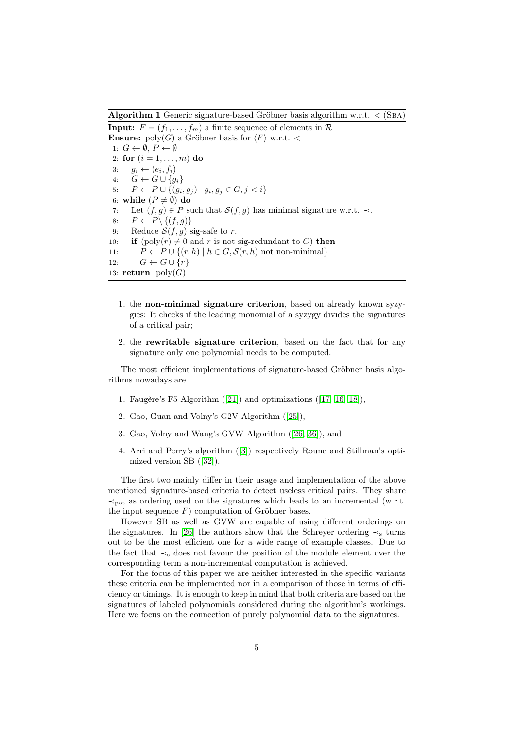**Algorithm 1** Generic signature-based Gröbner basis algorithm w.r.t. $<$ (SBA)

```
Input: F = (f_1, ..., f_m) a finite sequence of elements in R
Ensure: poly(G) a Gröbner basis for ⟨F⟩ w.r.t. <
 1: G ← ∅, P ← ∅
 2: for (i = 1, ..., m) do
 3:    g_i ← (e_i, f_i)
 4:    G ← G ∪ {g_i}
 5:    P ← P ∪ {(g_i, g_j) | g_i, g_j ∈ G, j < i}
 6: while (P ≠ ∅) do
 7:    Let (f, g) ∈ P such that S(f, g) has minimal signature w.r.t. ≺.
 8:    P ← P \ {(f, g)}
 9:    Reduce S(f, g) sig-safe to r.
10:    if (poly(r) ≠ 0 and r is not sig-redundant to G) then
11:       P ← P ∪ {(r, h) | h ∈ G, S(r, h) not non-minimal}
12:       G ← G ∪ {r}
13: return poly(G)
```

1. the **non-minimal signature criterion**, based on already known syzygies: It checks if the leading monomial of a syzygy divides the signatures of a critical pair;
2. the **rewritable signature criterion**, based on the fact that for any signature only one polynomial needs to be computed.

The most efficient implementations of signature-based Gröbner basis algorithms nowadays are

1. Faugère's F5 Algorithm ([21]) and optimizations ([17, 16, 18]),
2. Gao, Guan and Volny's G2V Algorithm ([25]),
3. Gao, Volny and Wang's GVW Algorithm ([26, 36]), and
4. Arri and Perry's algorithm ([3]) respectively Roune and Stillman's optimized version SB ([32]).

The first two mainly differ in their usage and implementation of the above mentioned signature-based criteria to detect useless critical pairs. They share $\prec_{\text{pot}}$ as ordering used on the signatures which leads to an incremental (w.r.t. the input sequence $F$) computation of Gröbner bases.

However SB as well as GVW are capable of using different orderings on the signatures. In [26] the authors show that the Schreyer ordering $\prec_{\text{s}}$ turns out to be the most efficient one for a wide range of example classes. Due to the fact that $\prec_{\text{s}}$ does not favour the position of the module element over the corresponding term a non-incremental computation is achieved.

For the focus of this paper we are neither interested in the specific variants these criteria can be implemented nor in a comparison of those in terms of efficiency or timings. It is enough to keep in mind that both criteria are based on the signatures of labeled polynomials considered during the algorithm's workings. Here we focus on the connection of purely polynomial data to the signatures.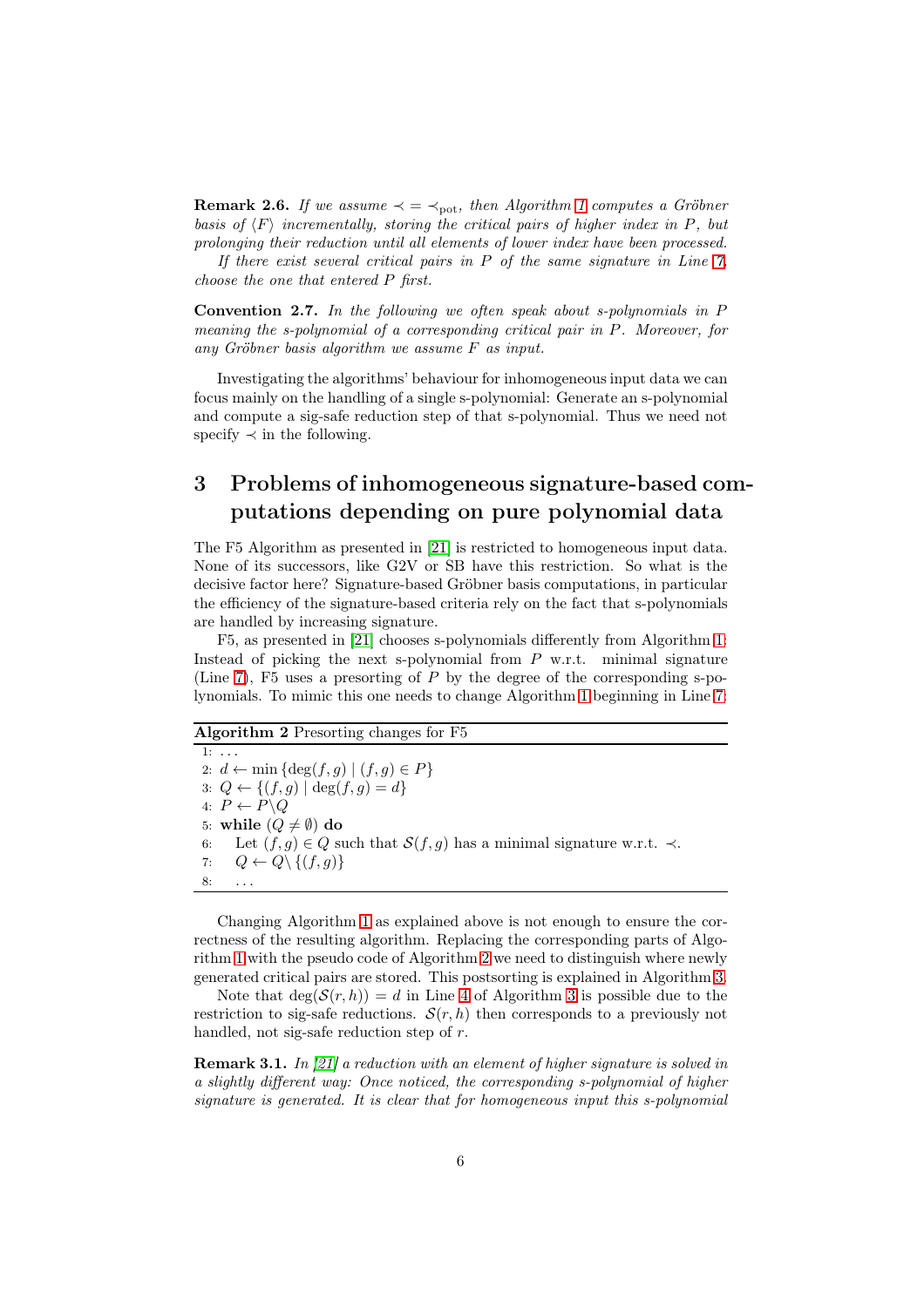**Remark 2.6.** *If we assume $\prec = \prec_{\text{pot}}$, then Algorithm 1 computes a Gröbner basis of $\langle F \rangle$ incrementally, storing the critical pairs of higher index in $P$, but prolonging their reduction until all elements of lower index have been processed.*

*If there exist several critical pairs in $P$ of the same signature in Line 7, choose the one that entered $P$ first.*

**Convention 2.7.** *In the following we often speak about s-polynomials in $P$ meaning the s-polynomial of a corresponding critical pair in $P$. Moreover, for any Gröbner basis algorithm we assume $F$ as input.*

Investigating the algorithms' behaviour for inhomogeneous input data we can focus mainly on the handling of a single s-polynomial: Generate an s-polynomial and compute a sig-safe reduction step of that s-polynomial. Thus we need not specify $\prec$ in the following.

# 3 Problems of inhomogeneous signature-based computations depending on pure polynomial data

The F5 Algorithm as presented in [21] is restricted to homogeneous input data. None of its successors, like G2V or SB have this restriction. So what is the decisive factor here? Signature-based Gröbner basis computations, in particular the efficiency of the signature-based criteria rely on the fact that s-polynomials are handled by increasing signature.

F5, as presented in [21] chooses s-polynomials differently from Algorithm 1: Instead of picking the next s-polynomial from $P$ w.r.t. minimal signature (Line 7), F5 uses a presorting of $P$ by the degree of the corresponding s-polynomials. To mimic this one needs to change Algorithm 1 beginning in Line 7:

**Algorithm 2** Presorting changes for F5

1: $\ldots$
2: $d \leftarrow \min\{\deg(f,g) \mid (f,g) \in P\}$
3: $Q \leftarrow \{(f,g) \mid \deg(f,g) = d\}$
4: $P \leftarrow P \backslash Q$
5: **while** $(Q \neq \emptyset)$ **do**
6: $\quad$ Let $(f,g) \in Q$ such that $\mathcal{S}(f,g)$ has a minimal signature w.r.t. $\prec$.
7: $\quad$ $Q \leftarrow Q \backslash \{(f,g)\}$
8: $\quad$ $\ldots$

Changing Algorithm 1 as explained above is not enough to ensure the correctness of the resulting algorithm. Replacing the corresponding parts of Algorithm 1 with the pseudo code of Algorithm 2 we need to distinguish where newly generated critical pairs are stored. This postsorting is explained in Algorithm 3.

Note that $\deg(\mathcal{S}(r,h)) = d$ in Line 4 of Algorithm 3 is possible due to the restriction to sig-safe reductions. $\mathcal{S}(r,h)$ then corresponds to a previously not handled, not sig-safe reduction step of $r$.

**Remark 3.1.** *In [21] a reduction with an element of higher signature is solved in a slightly different way: Once noticed, the corresponding s-polynomial of higher signature is generated. It is clear that for homogeneous input this s-polynomial*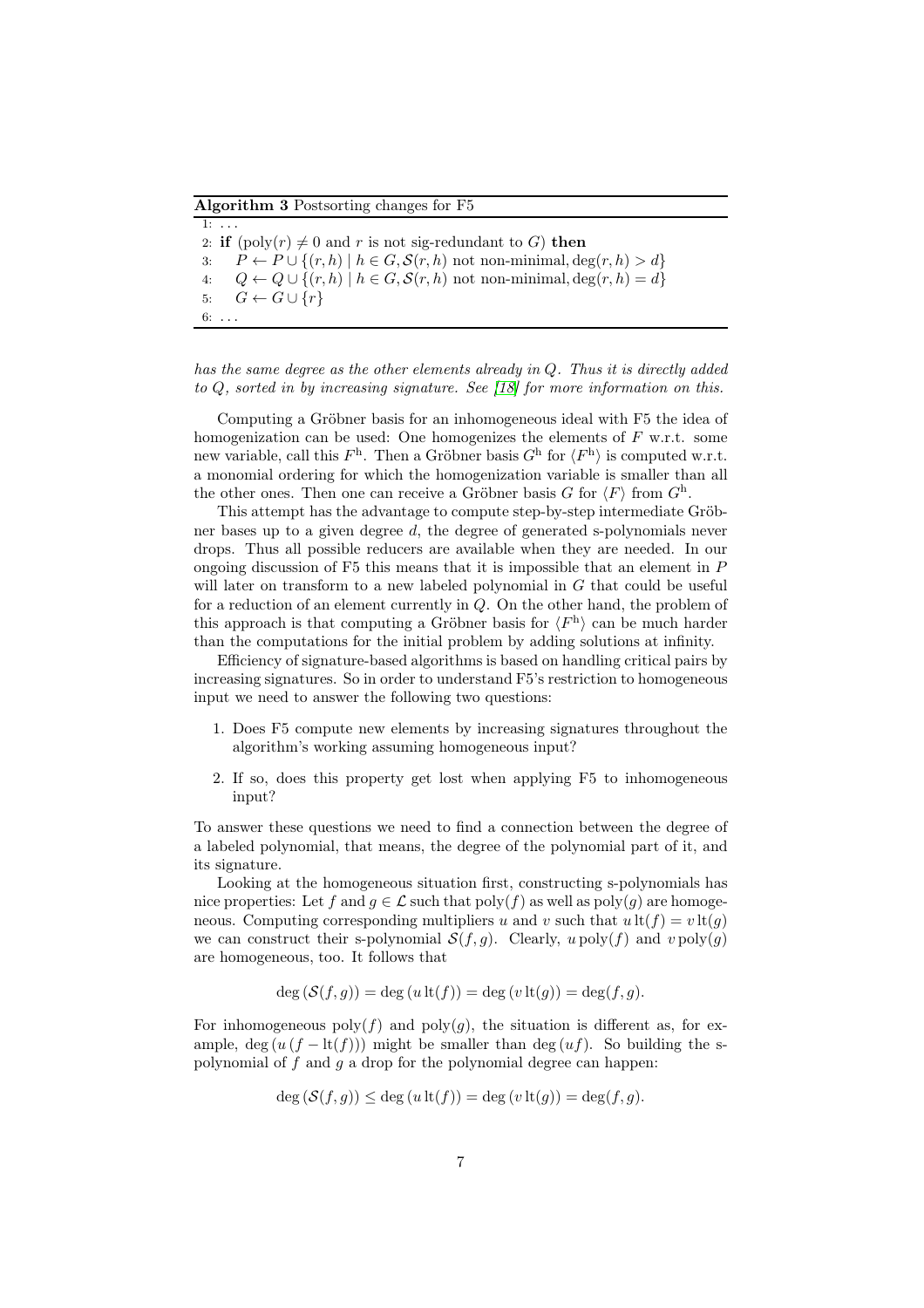**Algorithm 3** Postsorting changes for F5

```
1: ...
2: if (poly(r) ≠ 0 and r is not sig-redundant to G) then
3:     P ← P ∪ {(r,h) | h ∈ G, S(r,h) not non-minimal, deg(r,h) > d}
4:     Q ← Q ∪ {(r,h) | h ∈ G, S(r,h) not non-minimal, deg(r,h) = d}
5:     G ← G ∪ {r}
6: ...
```

*has the same degree as the other elements already in $Q$. Thus it is directly added to $Q$, sorted in by increasing signature. See [18] for more information on this.*

Computing a Gröbner basis for an inhomogeneous ideal with F5 the idea of homogenization can be used: One homogenizes the elements of $F$ w.r.t. some new variable, call this $F^{\mathrm{h}}$. Then a Gröbner basis $G^{\mathrm{h}}$ for $\langle F^{\mathrm{h}} \rangle$ is computed w.r.t. a monomial ordering for which the homogenization variable is smaller than all the other ones. Then one can receive a Gröbner basis $G$ for $\langle F \rangle$ from $G^{\mathrm{h}}$.

This attempt has the advantage to compute step-by-step intermediate Gröbner bases up to a given degree $d$, the degree of generated s-polynomials never drops. Thus all possible reducers are available when they are needed. In our ongoing discussion of F5 this means that it is impossible that an element in $P$ will later on transform to a new labeled polynomial in $G$ that could be useful for a reduction of an element currently in $Q$. On the other hand, the problem of this approach is that computing a Gröbner basis for $\langle F^{\mathrm{h}} \rangle$ can be much harder than the computations for the initial problem by adding solutions at infinity.

Efficiency of signature-based algorithms is based on handling critical pairs by increasing signatures. So in order to understand F5's restriction to homogeneous input we need to answer the following two questions:

1. Does F5 compute new elements by increasing signatures throughout the algorithm's working assuming homogeneous input?
2. If so, does this property get lost when applying F5 to inhomogeneous input?

To answer these questions we need to find a connection between the degree of a labeled polynomial, that means, the degree of the polynomial part of it, and its signature.

Looking at the homogeneous situation first, constructing s-polynomials has nice properties: Let $f$ and $g \in \mathcal{L}$ such that $\mathrm{poly}(f)$ as well as $\mathrm{poly}(g)$ are homogeneous. Computing corresponding multipliers $u$ and $v$ such that $u \,\mathrm{lt}(f) = v \,\mathrm{lt}(g)$ we can construct their s-polynomial $\mathcal{S}(f,g)$. Clearly, $u \,\mathrm{poly}(f)$ and $v \,\mathrm{poly}(g)$ are homogeneous, too. It follows that

$$\deg\left(\mathcal{S}(f,g)\right) = \deg\left(u \,\mathrm{lt}(f)\right) = \deg\left(v \,\mathrm{lt}(g)\right) = \deg(f,g).$$

For inhomogeneous $\mathrm{poly}(f)$ and $\mathrm{poly}(g)$, the situation is different as, for example, $\deg\left(u\left(f - \mathrm{lt}(f)\right)\right)$ might be smaller than $\deg\left(uf\right)$. So building the s-polynomial of $f$ and $g$ a drop for the polynomial degree can happen:

$$\deg\left(\mathcal{S}(f,g)\right) \leq \deg\left(u \,\mathrm{lt}(f)\right) = \deg\left(v \,\mathrm{lt}(g)\right) = \deg(f,g).$$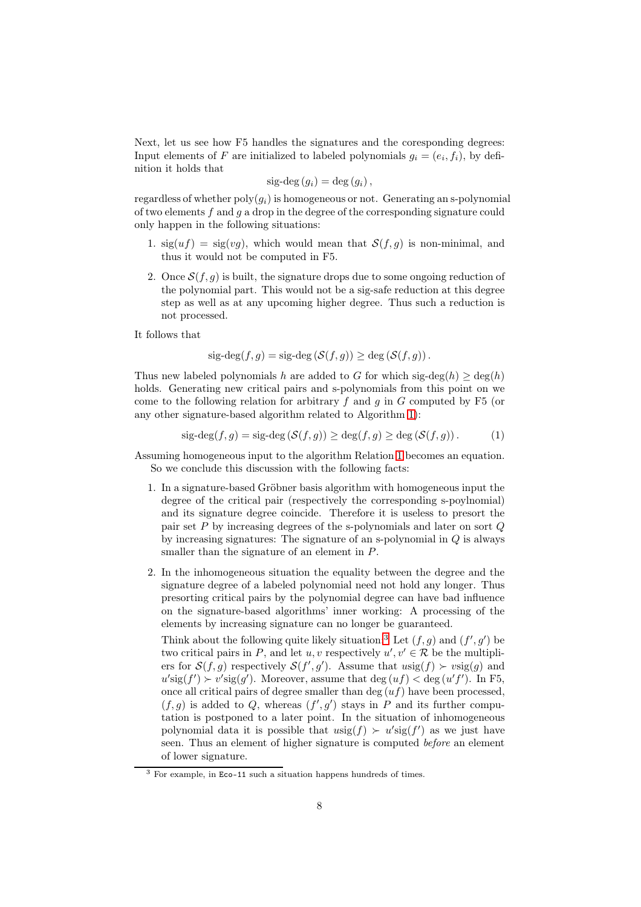Next, let us see how F5 handles the signatures and the coresponding degrees: Input elements of $F$ are initialized to labeled polynomials $g_i = (e_i, f_i)$, by definition it holds that

$$\text{sig-deg}\,(g_i) = \deg\,(g_i)\,,$$

regardless of whether $\text{poly}(g_i)$ is homogeneous or not. Generating an s-polynomial of two elements $f$ and $g$ a drop in the degree of the corresponding signature could only happen in the following situations:

1. $\text{sig}(uf) = \text{sig}(vg)$, which would mean that $\mathcal{S}(f, g)$ is non-minimal, and thus it would not be computed in F5.
2. Once $\mathcal{S}(f, g)$ is built, the signature drops due to some ongoing reduction of the polynomial part. This would not be a sig-safe reduction at this degree step as well as at any upcoming higher degree. Thus such a reduction is not processed.

It follows that

$$\text{sig-deg}(f, g) = \text{sig-deg}\,(\mathcal{S}(f, g)) \geq \deg\,(\mathcal{S}(f, g))\,.$$

Thus new labeled polynomials $h$ are added to $G$ for which $\text{sig-deg}(h) \geq \deg(h)$ holds. Generating new critical pairs and s-polynomials from this point on we come to the following relation for arbitrary $f$ and $g$ in $G$ computed by F5 (or any other signature-based algorithm related to Algorithm 1):

$$\text{sig-deg}(f, g) = \text{sig-deg}\,(\mathcal{S}(f, g)) \geq \deg(f, g) \geq \deg\,(\mathcal{S}(f, g))\,. \tag{1}$$

Assuming homogeneous input to the algorithm Relation 1 becomes an equation.

So we conclude this discussion with the following facts:

1. In a signature-based Gröbner basis algorithm with homogeneous input the degree of the critical pair (respectively the corresponding s-poylnomial) and its signature degree coincide. Therefore it is useless to presort the pair set $P$ by increasing degrees of the s-polynomials and later on sort $Q$ by increasing signatures: The signature of an s-polynomial in $Q$ is always smaller than the signature of an element in $P$.
2. In the inhomogeneous situation the equality between the degree and the signature degree of a labeled polynomial need not hold any longer. Thus presorting critical pairs by the polynomial degree can have bad influence on the signature-based algorithms' inner working: A processing of the elements by increasing signature can no longer be guaranteed.

   Think about the following quite likely situation.[3] Let $(f, g)$ and $(f', g')$ be two critical pairs in $P$, and let $u, v$ respectively $u', v' \in \mathcal{R}$ be the multipliers for $\mathcal{S}(f, g)$ respectively $\mathcal{S}(f', g')$. Assume that $u\text{sig}(f) \succ v\text{sig}(g)$ and $u'\text{sig}(f') \succ v'\text{sig}(g')$. Moreover, assume that $\deg\,(uf) < \deg\,(u'f')$. In F5, once all critical pairs of degree smaller than $\deg\,(uf)$ have been processed, $(f, g)$ is added to $Q$, whereas $(f', g')$ stays in $P$ and its further computation is postponed to a later point. In the situation of inhomogeneous polynomial data it is possible that $u\text{sig}(f) \succ u'\text{sig}(f')$ as we just have seen. Thus an element of higher signature is computed *before* an element of lower signature.

[3] For example, in `Eco-11` such a situation happens hundreds of times.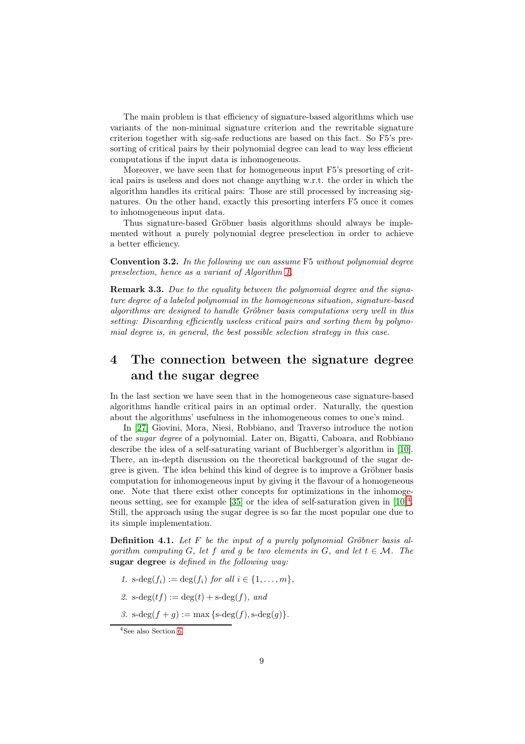The main problem is that efficiency of signature-based algorithms which use variants of the non-minimal signature criterion and the rewritable signature criterion together with sig-safe reductions are based on this fact. So F5's presorting of critical pairs by their polynomial degree can lead to way less efficient computations if the input data is inhomogeneous.

Moreover, we have seen that for homogeneous input F5's presorting of critical pairs is useless and does not change anything w.r.t. the order in which the algorithm handles its critical pairs: Those are still processed by increasing signatures. On the other hand, exactly this presorting interfers F5 once it comes to inhomogeneous input data.

Thus signature-based Gröbner basis algorithms should always be implemented without a purely polynomial degree preselection in order to achieve a better efficiency.

**Convention 3.2.** *In the following we can assume* F5 *without polynomial degree preselection, hence as a variant of Algorithm 1.*

**Remark 3.3.** *Due to the equality between the polynomial degree and the signature degree of a labeled polynomial in the homogeneous situation, signature-based algorithms are designed to handle Gröbner basis computations very well in this setting: Discarding efficiently useless critical pairs and sorting them by polynomial degree is, in general, the best possible selection strategy in this case.*

# 4 The connection between the signature degree and the sugar degree

In the last section we have seen that in the homogeneous case signature-based algorithms handle critical pairs in an optimal order. Naturally, the question about the algorithms' usefulness in the inhomogeneous comes to one's mind.

In [27] Giovini, Mora, Niesi, Robbiano, and Traverso introduce the notion of the *sugar degree* of a polynomial. Later on, Bigatti, Caboara, and Robbiano describe the idea of a self-saturating variant of Buchberger's algorithm in [10]. There, an in-depth discussion on the theoretical background of the sugar degree is given. The idea behind this kind of degree is to improve a Gröbner basis computation for inhomogeneous input by giving it the flavour of a homogeneous one. Note that there exist other concepts for optimizations in the inhomogeneous setting, see for example [35] or the idea of self-saturation given in [10][4]. Still, the approach using the sugar degree is so far the most popular one due to its simple implementation.

**Definition 4.1.** *Let $F$ be the input of a purely polynomial Gröbner basis algorithm computing $G$, let $f$ and $g$ be two elements in $G$, and let $t \in \mathcal{M}$. The* **sugar degree** *is defined in the following way:*

1. $\text{s-deg}(f_i) := \deg(f_i)$ *for all* $i \in \{1, \ldots, m\}$,
2. $\text{s-deg}(tf) := \deg(t) + \text{s-deg}(f)$, *and*
3. $\text{s-deg}(f + g) := \max\{\text{s-deg}(f), \text{s-deg}(g)\}$.

[4] See also Section 6.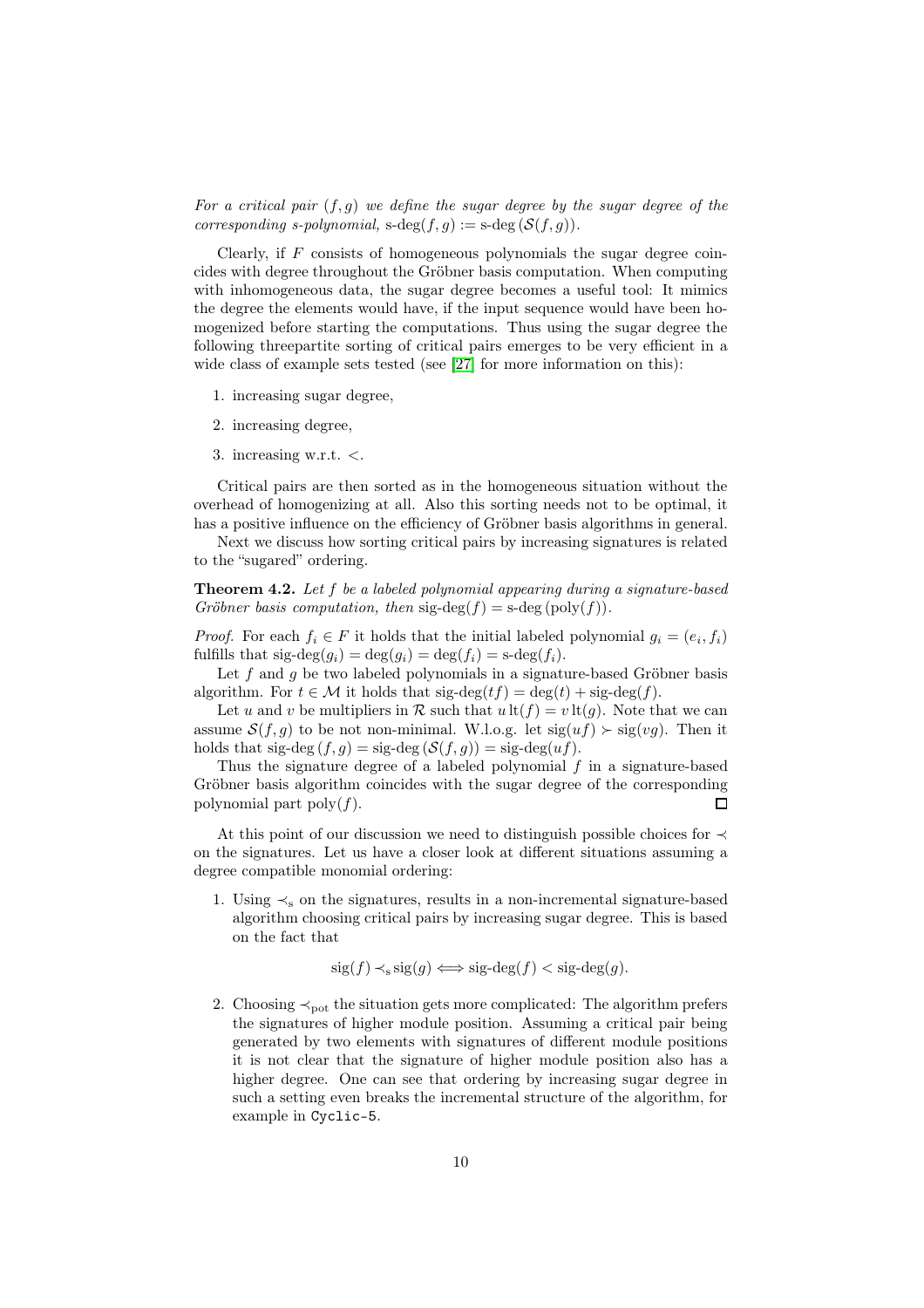*For a critical pair $(f,g)$ we define the sugar degree by the sugar degree of the corresponding s-polynomial,* $\text{s-deg}(f,g) := \text{s-deg}(\mathcal{S}(f,g))$.

Clearly, if $F$ consists of homogeneous polynomials the sugar degree coincides with degree throughout the Gröbner basis computation. When computing with inhomogeneous data, the sugar degree becomes a useful tool: It mimics the degree the elements would have, if the input sequence would have been homogenized before starting the computations. Thus using the sugar degree the following threepartite sorting of critical pairs emerges to be very efficient in a wide class of example sets tested (see [27] for more information on this):

1. increasing sugar degree,
2. increasing degree,
3. increasing w.r.t. $<$.

Critical pairs are then sorted as in the homogeneous situation without the overhead of homogenizing at all. Also this sorting needs not to be optimal, it has a positive influence on the efficiency of Gröbner basis algorithms in general.

Next we discuss how sorting critical pairs by increasing signatures is related to the "sugared" ordering.

**Theorem 4.2.** *Let $f$ be a labeled polynomial appearing during a signature-based Gröbner basis computation, then* $\text{sig-deg}(f) = \text{s-deg}(\text{poly}(f))$.

*Proof.* For each $f_i \in F$ it holds that the initial labeled polynomial $g_i = (e_i, f_i)$ fulfills that $\text{sig-deg}(g_i) = \deg(g_i) = \deg(f_i) = \text{s-deg}(f_i)$.

Let $f$ and $g$ be two labeled polynomials in a signature-based Gröbner basis algorithm. For $t \in \mathcal{M}$ it holds that $\text{sig-deg}(tf) = \deg(t) + \text{sig-deg}(f)$.

Let $u$ and $v$ be multipliers in $\mathcal{R}$ such that $u\,\text{lt}(f) = v\,\text{lt}(g)$. Note that we can assume $\mathcal{S}(f,g)$ to be not non-minimal. W.l.o.g. let $\text{sig}(uf) \succ \text{sig}(vg)$. Then it holds that $\text{sig-deg}(f,g) = \text{sig-deg}(\mathcal{S}(f,g)) = \text{sig-deg}(uf)$.

Thus the signature degree of a labeled polynomial $f$ in a signature-based Gröbner basis algorithm coincides with the sugar degree of the corresponding polynomial part $\text{poly}(f)$. $\square$

At this point of our discussion we need to distinguish possible choices for $\prec$ on the signatures. Let us have a closer look at different situations assuming a degree compatible monomial ordering:

1. Using $\prec_{\text{s}}$ on the signatures, results in a non-incremental signature-based algorithm choosing critical pairs by increasing sugar degree. This is based on the fact that
$$\text{sig}(f) \prec_{\text{s}} \text{sig}(g) \Longleftrightarrow \text{sig-deg}(f) < \text{sig-deg}(g).$$
2. Choosing $\prec_{\text{pot}}$ the situation gets more complicated: The algorithm prefers the signatures of higher module position. Assuming a critical pair being generated by two elements with signatures of different module positions it is not clear that the signature of higher module position also has a higher degree. One can see that ordering by increasing sugar degree in such a setting even breaks the incremental structure of the algorithm, for example in `Cyclic-5`.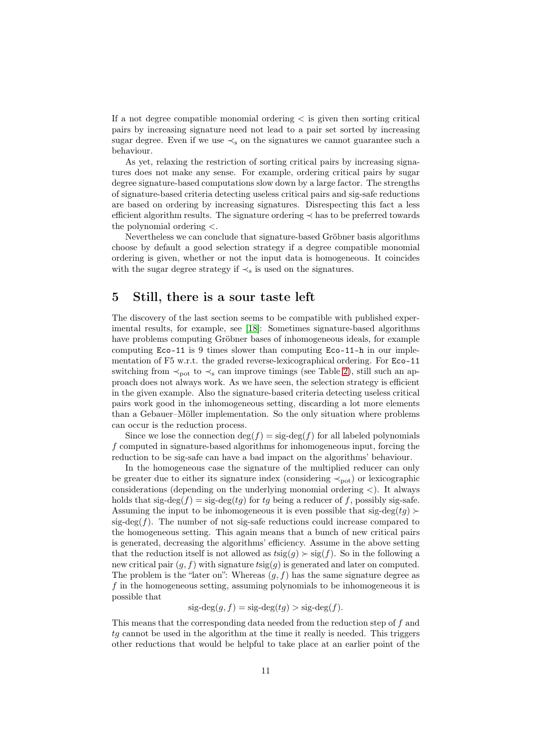If a not degree compatible monomial ordering $<$ is given then sorting critical pairs by increasing signature need not lead to a pair set sorted by increasing sugar degree. Even if we use $\prec_s$ on the signatures we cannot guarantee such a behaviour.

As yet, relaxing the restriction of sorting critical pairs by increasing signatures does not make any sense. For example, ordering critical pairs by sugar degree signature-based computations slow down by a large factor. The strengths of signature-based criteria detecting useless critical pairs and sig-safe reductions are based on ordering by increasing signatures. Disrespecting this fact a less efficient algorithm results. The signature ordering $\prec$ has to be preferred towards the polynomial ordering $<$.

Nevertheless we can conclude that signature-based Gröbner basis algorithms choose by default a good selection strategy if a degree compatible monomial ordering is given, whether or not the input data is homogeneous. It coincides with the sugar degree strategy if $\prec_s$ is used on the signatures.

# 5 Still, there is a sour taste left

The discovery of the last section seems to be compatible with published experimental results, for example, see [18]: Sometimes signature-based algorithms have problems computing Gröbner bases of inhomogeneous ideals, for example computing `Eco-11` is 9 times slower than computing `Eco-11-h` in our implementation of F5 w.r.t. the graded reverse-lexicographical ordering. For `Eco-11` switching from $\prec_{\text{pot}}$ to $\prec_s$ can improve timings (see Table 2), still such an approach does not always work. As we have seen, the selection strategy is efficient in the given example. Also the signature-based criteria detecting useless critical pairs work good in the inhomogeneous setting, discarding a lot more elements than a Gebauer–Möller implementation. So the only situation where problems can occur is the reduction process.

Since we lose the connection $\deg(f) = \text{sig-deg}(f)$ for all labeled polynomials $f$ computed in signature-based algorithms for inhomogeneous input, forcing the reduction to be sig-safe can have a bad impact on the algorithms' behaviour.

In the homogeneous case the signature of the multiplied reducer can only be greater due to either its signature index (considering $\prec_{\text{pot}}$) or lexicographic considerations (depending on the underlying monomial ordering $<$). It always holds that $\text{sig-deg}(f) = \text{sig-deg}(tg)$ for $tg$ being a reducer of $f$, possibly sig-safe. Assuming the input to be inhomogeneous it is even possible that $\text{sig-deg}(tg) \succ \text{sig-deg}(f)$. The number of not sig-safe reductions could increase compared to the homogeneous setting. This again means that a bunch of new critical pairs is generated, decreasing the algorithms' efficiency. Assume in the above setting that the reduction itself is not allowed as $t\text{sig}(g) \succ \text{sig}(f)$. So in the following a new critical pair $(g, f)$ with signature $t\text{sig}(g)$ is generated and later on computed. The problem is the "later on": Whereas $(g, f)$ has the same signature degree as $f$ in the homogeneous setting, assuming polynomials to be inhomogeneous it is possible that

$$\text{sig-deg}(g, f) = \text{sig-deg}(tg) > \text{sig-deg}(f).$$

This means that the corresponding data needed from the reduction step of $f$ and $tg$ cannot be used in the algorithm at the time it really is needed. This triggers other reductions that would be helpful to take place at an earlier point of the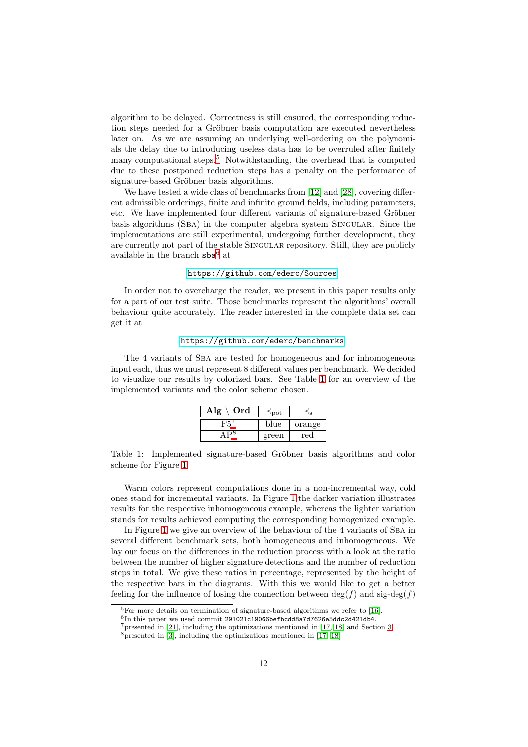algorithm to be delayed. Correctness is still ensured, the corresponding reduction steps needed for a Gröbner basis computation are executed nevertheless later on. As we are assuming an underlying well-ordering on the polynomials the delay due to introducing useless data has to be overruled after finitely many computational steps.[5] Notwithstanding, the overhead that is computed due to these postponed reduction steps has a penalty on the performance of signature-based Gröbner basis algorithms.

We have tested a wide class of benchmarks from [12] and [28], covering different admissible orderings, finite and infinite ground fields, including parameters, etc. We have implemented four different variants of signature-based Gröbner basis algorithms (SBA) in the computer algebra system SINGULAR. Since the implementations are still experimental, undergoing further development, they are currently not part of the stable SINGULAR repository. Still, they are publicly available in the branch `sba`[6] at

https://github.com/ederc/Sources

In order not to overcharge the reader, we present in this paper results only for a part of our test suite. Those benchmarks represent the algorithms' overall behaviour quite accurately. The reader interested in the complete data set can get it at

https://github.com/ederc/benchmarks

The 4 variants of SBA are tested for homogeneous and for inhomogeneous input each, thus we must represent 8 different values per benchmark. We decided to visualize our results by colorized bars. See Table 1 for an overview of the implemented variants and the color scheme chosen.

| **Alg \ Ord** | $\prec_{\text{pot}}$ | $\prec_{\text{s}}$ |
|---|---|---|
| F5[7] | blue | orange |
| AP[8] | green | red |

Table 1: Implemented signature-based Gröbner basis algorithms and color scheme for Figure 1

Warm colors represent computations done in a non-incremental way, cold ones stand for incremental variants. In Figure 1 the darker variation illustrates results for the respective inhomogeneous example, whereas the lighter variation stands for results achieved computing the corresponding homogenized example.

In Figure 1 we give an overview of the behaviour of the 4 variants of SBA in several different benchmark sets, both homogeneous and inhomogeneous. We lay our focus on the differences in the reduction process with a look at the ratio between the number of higher signature detections and the number of reduction steps in total. We give these ratios in percentage, represented by the height of the respective bars in the diagrams. With this we would like to get a better feeling for the influence of losing the connection between $\deg(f)$ and $\text{sig-deg}(f)$

---

[5] For more details on termination of signature-based algorithms we refer to [16].

[6] In this paper we used commit `291021c19066befbcdd8a7d7626e5ddc2d421db4`.

[7] presented in [21], including the optimizations mentioned in [17, 18] and Section 3.

[8] presented in [3], including the optimizations mentioned in [17, 18].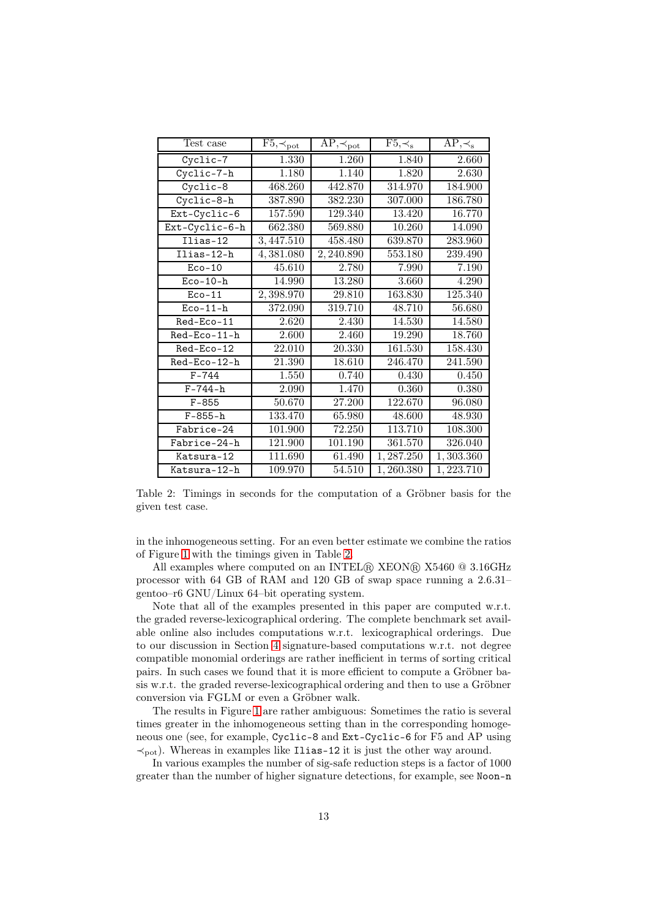| Test case | F5, $\prec_{\text{pot}}$ | AP, $\prec_{\text{pot}}$ | F5, $\prec_{\text{s}}$ | AP, $\prec_{\text{s}}$ |
|---|---|---|---|---|
| `Cyclic-7` | 1.330 | 1.260 | 1.840 | 2.660 |
| `Cyclic-7-h` | 1.180 | 1.140 | 1.820 | 2.630 |
| `Cyclic-8` | 468.260 | 442.870 | 314.970 | 184.900 |
| `Cyclic-8-h` | 387.890 | 382.230 | 307.000 | 186.780 |
| `Ext-Cyclic-6` | 157.590 | 129.340 | 13.420 | 16.770 |
| `Ext-Cyclic-6-h` | 662.380 | 569.880 | 10.260 | 14.090 |
| `Ilias-12` | 3,447.510 | 458.480 | 639.870 | 283.960 |
| `Ilias-12-h` | 4,381.080 | 2,240.890 | 553.180 | 239.490 |
| `Eco-10` | 45.610 | 2.780 | 7.990 | 7.190 |
| `Eco-10-h` | 14.990 | 13.280 | 3.660 | 4.290 |
| `Eco-11` | 2,398.970 | 29.810 | 163.830 | 125.340 |
| `Eco-11-h` | 372.090 | 319.710 | 48.710 | 56.680 |
| `Red-Eco-11` | 2.620 | 2.430 | 14.530 | 14.580 |
| `Red-Eco-11-h` | 2.600 | 2.460 | 19.290 | 18.760 |
| `Red-Eco-12` | 22.010 | 20.330 | 161.530 | 158.430 |
| `Red-Eco-12-h` | 21.390 | 18.610 | 246.470 | 241.590 |
| `F-744` | 1.550 | 0.740 | 0.430 | 0.450 |
| `F-744-h` | 2.090 | 1.470 | 0.360 | 0.380 |
| `F-855` | 50.670 | 27.200 | 122.670 | 96.080 |
| `F-855-h` | 133.470 | 65.980 | 48.600 | 48.930 |
| `Fabrice-24` | 101.900 | 72.250 | 113.710 | 108.300 |
| `Fabrice-24-h` | 121.900 | 101.190 | 361.570 | 326.040 |
| `Katsura-12` | 111.690 | 61.490 | 1,287.250 | 1,303.360 |
| `Katsura-12-h` | 109.970 | 54.510 | 1,260.380 | 1,223.710 |

Table 2: Timings in seconds for the computation of a Gröbner basis for the given test case.

in the inhomogeneous setting. For an even better estimate we combine the ratios of Figure 1 with the timings given in Table 2.

All examples where computed on an INTEL® XEON® X5460 @ 3.16GHz processor with 64 GB of RAM and 120 GB of swap space running a 2.6.31–gentoo–r6 GNU/Linux 64–bit operating system.

Note that all of the examples presented in this paper are computed w.r.t. the graded reverse-lexicographical ordering. The complete benchmark set available online also includes computations w.r.t. lexicographical orderings. Due to our discussion in Section 4 signature-based computations w.r.t. not degree compatible monomial orderings are rather inefficient in terms of sorting critical pairs. In such cases we found that it is more efficient to compute a Gröbner basis w.r.t. the graded reverse-lexicographical ordering and then to use a Gröbner conversion via FGLM or even a Gröbner walk.

The results in Figure 1 are rather ambiguous: Sometimes the ratio is several times greater in the inhomogeneous setting than in the corresponding homogeneous one (see, for example, `Cyclic-8` and `Ext-Cyclic-6` for F5 and AP using $\prec_{\text{pot}}$). Whereas in examples like `Ilias-12` it is just the other way around.

In various examples the number of sig-safe reduction steps is a factor of 1000 greater than the number of higher signature detections, for example, see `Noon-n`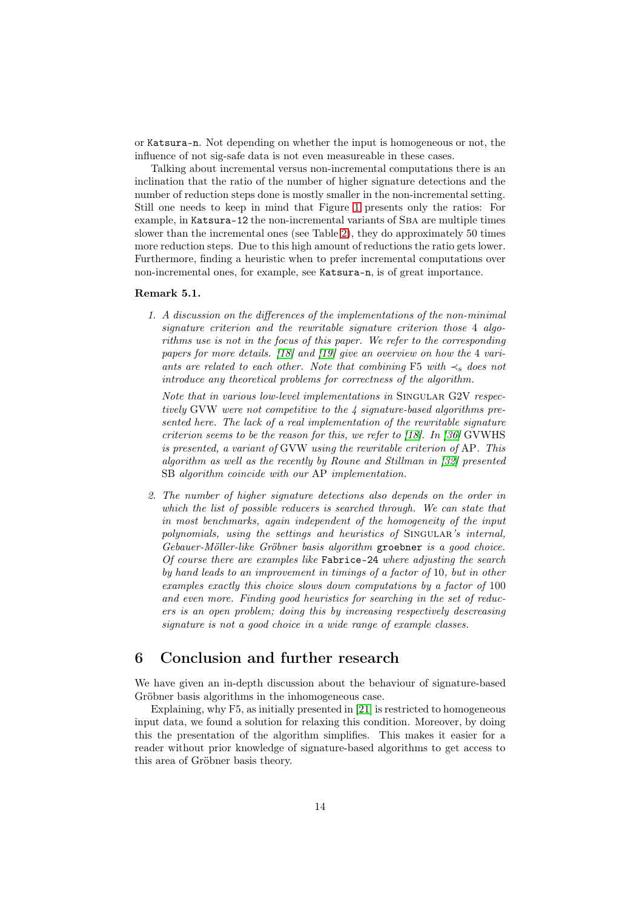or `Katsura-n`. Not depending on whether the input is homogeneous or not, the influence of not sig-safe data is not even measureable in these cases.

Talking about incremental versus non-incremental computations there is an inclination that the ratio of the number of higher signature detections and the number of reduction steps done is mostly smaller in the non-incremental setting. Still one needs to keep in mind that Figure 1 presents only the ratios: For example, in `Katsura-12` the non-incremental variants of Sba are multiple times slower than the incremental ones (see Table 2), they do approximately 50 times more reduction steps. Due to this high amount of reductions the ratio gets lower. Furthermore, finding a heuristic when to prefer incremental computations over non-incremental ones, for example, see `Katsura-n`, is of great importance.

**Remark 5.1.**

1. *A discussion on the differences of the implementations of the non-minimal signature criterion and the rewritable signature criterion those* 4 *algorithms use is not in the focus of this paper. We refer to the corresponding papers for more details. [18] and [19] give an overview on how the* 4 *variants are related to each other. Note that combining* F5 *with* $\prec_s$ *does not introduce any theoretical problems for correctness of the algorithm.*

   *Note that in various low-level implementations in* Singular G2V *respectively* GVW *were not competitive to the 4 signature-based algorithms presented here. The lack of a real implementation of the rewritable signature criterion seems to be the reason for this, we refer to [18]. In [36]* GVWHS *is presented, a variant of* GVW *using the rewritable criterion of* AP*. This algorithm as well as the recently by Roune and Stillman in [32] presented* SB *algorithm coincide with our* AP *implementation.*

2. *The number of higher signature detections also depends on the order in which the list of possible reducers is searched through. We can state that in most benchmarks, again independent of the homogeneity of the input polynomials, using the settings and heuristics of* Singular*'s internal, Gebauer-Möller-like Gröbner basis algorithm* `groebner` *is a good choice. Of course there are examples like* `Fabrice-24` *where adjusting the search by hand leads to an improvement in timings of a factor of* 10*, but in other examples exactly this choice slows down computations by a factor of* 100 *and even more. Finding good heuristics for searching in the set of reducers is an open problem; doing this by increasing respectively descreasing signature is not a good choice in a wide range of example classes.*

# 6 Conclusion and further research

We have given an in-depth discussion about the behaviour of signature-based Gröbner basis algorithms in the inhomogeneous case.

Explaining, why F5, as initially presented in [21] is restricted to homogeneous input data, we found a solution for relaxing this condition. Moreover, by doing this the presentation of the algorithm simplifies. This makes it easier for a reader without prior knowledge of signature-based algorithms to get access to this area of Gröbner basis theory.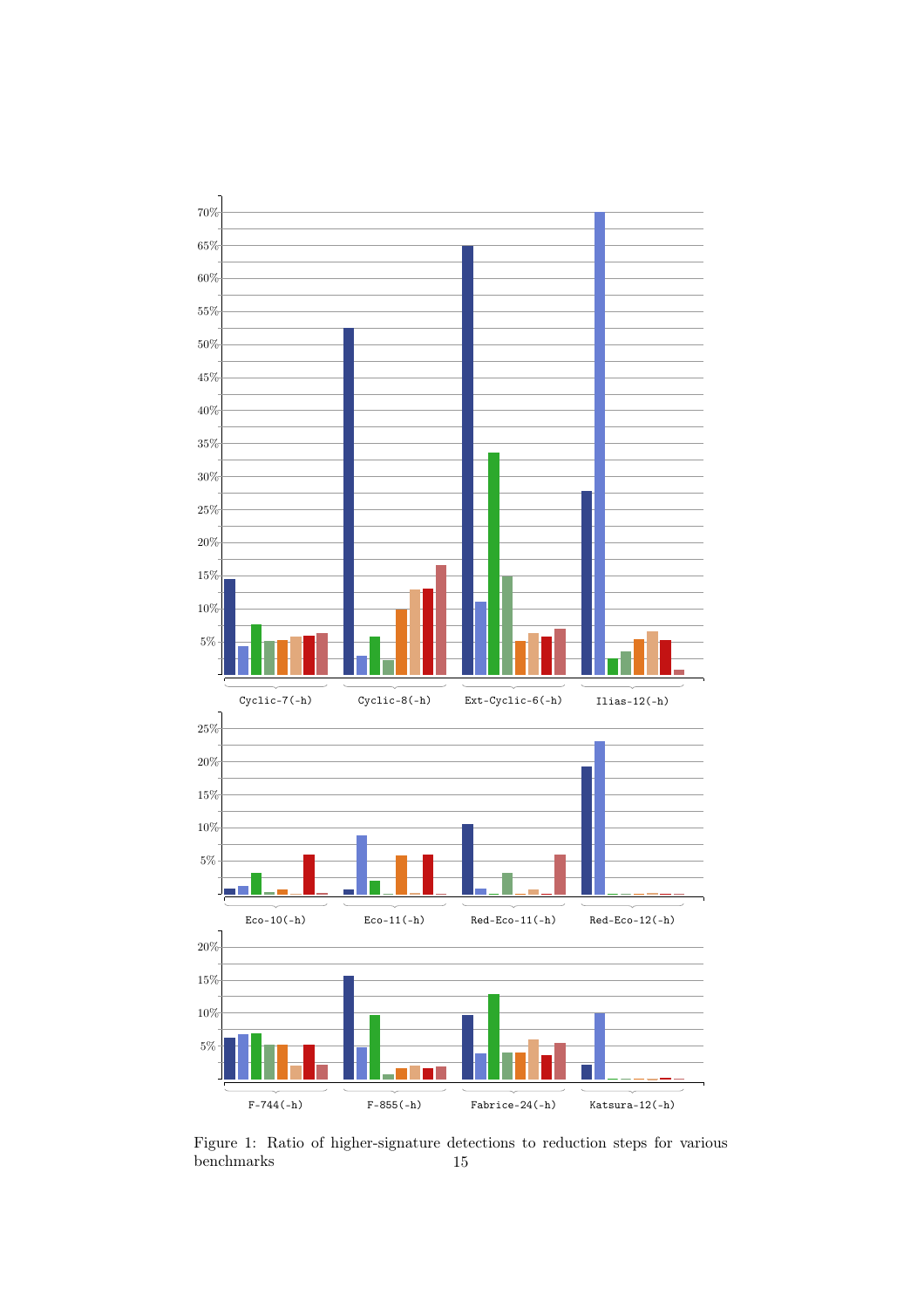Figure 1: Ratio of higher-signature detections to reduction steps for various benchmarks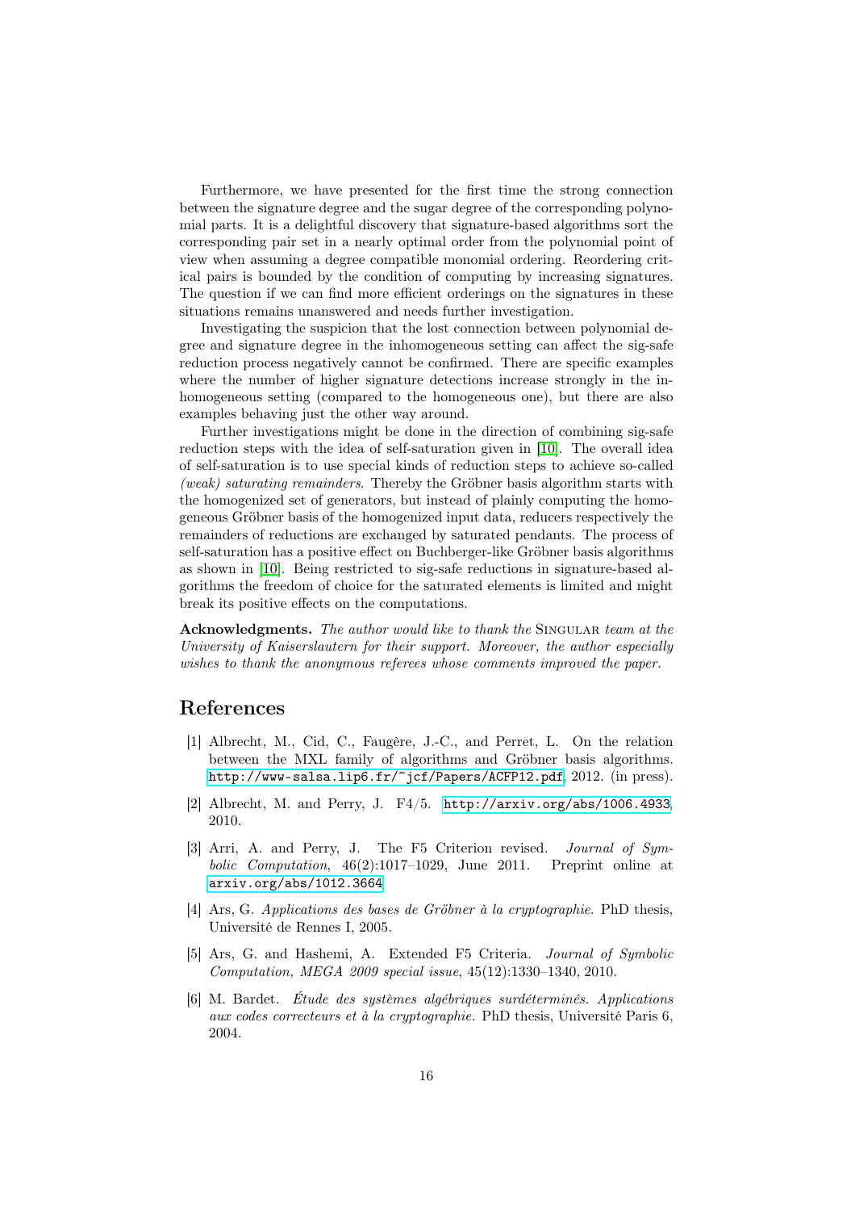Furthermore, we have presented for the first time the strong connection between the signature degree and the sugar degree of the corresponding polynomial parts. It is a delightful discovery that signature-based algorithms sort the corresponding pair set in a nearly optimal order from the polynomial point of view when assuming a degree compatible monomial ordering. Reordering critical pairs is bounded by the condition of computing by increasing signatures. The question if we can find more efficient orderings on the signatures in these situations remains unanswered and needs further investigation.

Investigating the suspicion that the lost connection between polynomial degree and signature degree in the inhomogeneous setting can affect the sig-safe reduction process negatively cannot be confirmed. There are specific examples where the number of higher signature detections increase strongly in the inhomogeneous setting (compared to the homogeneous one), but there are also examples behaving just the other way around.

Further investigations might be done in the direction of combining sig-safe reduction steps with the idea of self-saturation given in [10]. The overall idea of self-saturation is to use special kinds of reduction steps to achieve so-called *(weak) saturating remainders*. Thereby the Gröbner basis algorithm starts with the homogenized set of generators, but instead of plainly computing the homogeneous Gröbner basis of the homogenized input data, reducers respectively the remainders of reductions are exchanged by saturated pendants. The process of self-saturation has a positive effect on Buchberger-like Gröbner basis algorithms as shown in [10]. Being restricted to sig-safe reductions in signature-based algorithms the freedom of choice for the saturated elements is limited and might break its positive effects on the computations.

**Acknowledgments.** *The author would like to thank the* SINGULAR *team at the University of Kaiserslautern for their support. Moreover, the author especially wishes to thank the anonymous referees whose comments improved the paper.*

## References

[1] Albrecht, M., Cid, C., Faugère, J.-C., and Perret, L. On the relation between the MXL family of algorithms and Gröbner basis algorithms. http://www-salsa.lip6.fr/~jcf/Papers/ACFP12.pdf, 2012. (in press).

[2] Albrecht, M. and Perry, J. F4/5. http://arxiv.org/abs/1006.4933, 2010.

[3] Arri, A. and Perry, J. The F5 Criterion revised. *Journal of Symbolic Computation*, 46(2):1017–1029, June 2011. Preprint online at arxiv.org/abs/1012.3664.

[4] Ars, G. *Applications des bases de Gröbner à la cryptographie*. PhD thesis, Université de Rennes I, 2005.

[5] Ars, G. and Hashemi, A. Extended F5 Criteria. *Journal of Symbolic Computation, MEGA 2009 special issue*, 45(12):1330–1340, 2010.

[6] M. Bardet. *Étude des systèmes algébriques surdéterminés. Applications aux codes correcteurs et à la cryptographie.* PhD thesis, Université Paris 6, 2004.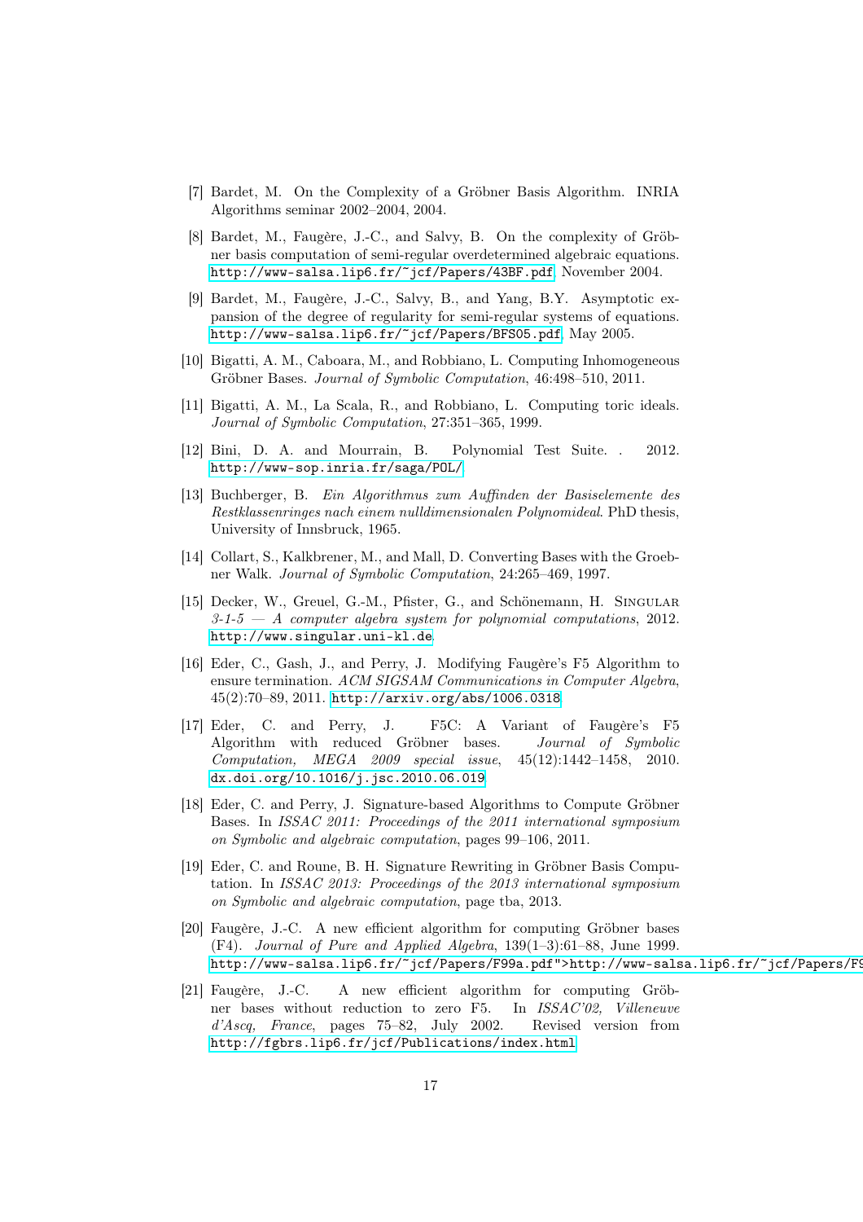[7] Bardet, M. On the Complexity of a Gröbner Basis Algorithm. INRIA Algorithms seminar 2002–2004, 2004.

[8] Bardet, M., Faugère, J.-C., and Salvy, B. On the complexity of Gröbner basis computation of semi-regular overdetermined algebraic equations. http://www-salsa.lip6.fr/~jcf/Papers/43BF.pdf, November 2004.

[9] Bardet, M., Faugère, J.-C., Salvy, B., and Yang, B.Y. Asymptotic expansion of the degree of regularity for semi-regular systems of equations. http://www-salsa.lip6.fr/~jcf/Papers/BFS05.pdf, May 2005.

[10] Bigatti, A. M., Caboara, M., and Robbiano, L. Computing Inhomogeneous Gröbner Bases. *Journal of Symbolic Computation*, 46:498–510, 2011.

[11] Bigatti, A. M., La Scala, R., and Robbiano, L. Computing toric ideals. *Journal of Symbolic Computation*, 27:351–365, 1999.

[12] Bini, D. A. and Mourrain, B. Polynomial Test Suite. . 2012. http://www-sop.inria.fr/saga/POL/

[13] Buchberger, B. *Ein Algorithmus zum Auffinden der Basiselemente des Restklassenringes nach einem nulldimensionalen Polynomideal*. PhD thesis, University of Innsbruck, 1965.

[14] Collart, S., Kalkbrener, M., and Mall, D. Converting Bases with the Groebner Walk. *Journal of Symbolic Computation*, 24:265–469, 1997.

[15] Decker, W., Greuel, G.-M., Pfister, G., and Schönemann, H. Singular *3-1-5 — A computer algebra system for polynomial computations*, 2012. http://www.singular.uni-kl.de.

[16] Eder, C., Gash, J., and Perry, J. Modifying Faugère's F5 Algorithm to ensure termination. *ACM SIGSAM Communications in Computer Algebra*, 45(2):70–89, 2011. http://arxiv.org/abs/1006.0318

[17] Eder, C. and Perry, J. F5C: A Variant of Faugère's F5 Algorithm with reduced Gröbner bases. *Journal of Symbolic Computation, MEGA 2009 special issue*, 45(12):1442–1458, 2010. dx.doi.org/10.1016/j.jsc.2010.06.019

[18] Eder, C. and Perry, J. Signature-based Algorithms to Compute Gröbner Bases. In *ISSAC 2011: Proceedings of the 2011 international symposium on Symbolic and algebraic computation*, pages 99–106, 2011.

[19] Eder, C. and Roune, B. H. Signature Rewriting in Gröbner Basis Computation. In *ISSAC 2013: Proceedings of the 2013 international symposium on Symbolic and algebraic computation*, page tba, 2013.

[20] Faugère, J.-C. A new efficient algorithm for computing Gröbner bases (F4). *Journal of Pure and Applied Algebra*, 139(1–3):61–88, June 1999. http://www-salsa.lip6.fr/~jcf/Papers/F99a.pdf">http://www-salsa.lip6.fr/~jcf/Papers/F9

[21] Faugère, J.-C. A new efficient algorithm for computing Gröbner bases without reduction to zero F5. In *ISSAC'02, Villeneuve d'Ascq, France*, pages 75–82, July 2002. Revised version from http://fgbrs.lip6.fr/jcf/Publications/index.html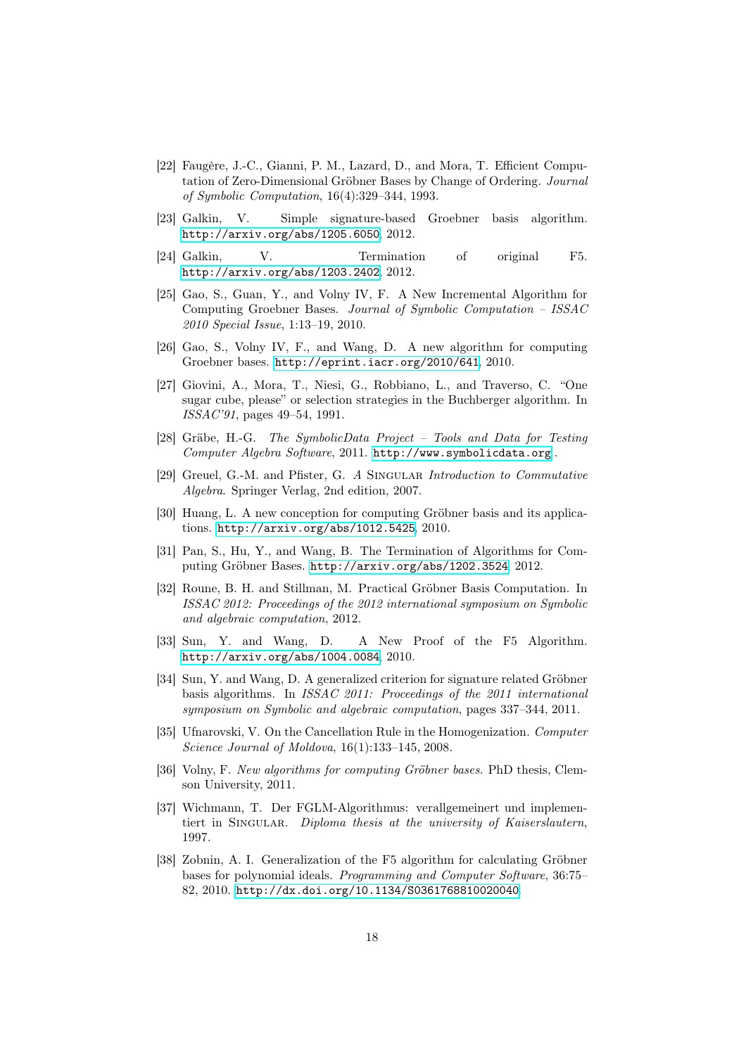[22] Faugère, J.-C., Gianni, P. M., Lazard, D., and Mora, T. Efficient Computation of Zero-Dimensional Gröbner Bases by Change of Ordering. *Journal of Symbolic Computation*, 16(4):329–344, 1993.

[23] Galkin, V. Simple signature-based Groebner basis algorithm. http://arxiv.org/abs/1205.6050, 2012.

[24] Galkin, V. Termination of original F5. http://arxiv.org/abs/1203.2402, 2012.

[25] Gao, S., Guan, Y., and Volny IV, F. A New Incremental Algorithm for Computing Groebner Bases. *Journal of Symbolic Computation – ISSAC 2010 Special Issue*, 1:13–19, 2010.

[26] Gao, S., Volny IV, F., and Wang, D. A new algorithm for computing Groebner bases. http://eprint.iacr.org/2010/641, 2010.

[27] Giovini, A., Mora, T., Niesi, G., Robbiano, L., and Traverso, C. "One sugar cube, please" or selection strategies in the Buchberger algorithm. In *ISSAC'91*, pages 49–54, 1991.

[28] Gräbe, H.-G. *The SymbolicData Project – Tools and Data for Testing Computer Algebra Software*, 2011. http://www.symbolicdata.org.

[29] Greuel, G.-M. and Pfister, G. *A Singular Introduction to Commutative Algebra*. Springer Verlag, 2nd edition, 2007.

[30] Huang, L. A new conception for computing Gröbner basis and its applications. http://arxiv.org/abs/1012.5425, 2010.

[31] Pan, S., Hu, Y., and Wang, B. The Termination of Algorithms for Computing Gröbner Bases. http://arxiv.org/abs/1202.3524, 2012.

[32] Roune, B. H. and Stillman, M. Practical Gröbner Basis Computation. In *ISSAC 2012: Proceedings of the 2012 international symposium on Symbolic and algebraic computation*, 2012.

[33] Sun, Y. and Wang, D. A New Proof of the F5 Algorithm. http://arxiv.org/abs/1004.0084, 2010.

[34] Sun, Y. and Wang, D. A generalized criterion for signature related Gröbner basis algorithms. In *ISSAC 2011: Proceedings of the 2011 international symposium on Symbolic and algebraic computation*, pages 337–344, 2011.

[35] Ufnarovski, V. On the Cancellation Rule in the Homogenization. *Computer Science Journal of Moldova*, 16(1):133–145, 2008.

[36] Volny, F. *New algorithms for computing Gröbner bases*. PhD thesis, Clemson University, 2011.

[37] Wichmann, T. Der FGLM-Algorithmus: verallgemeinert und implementiert in Singular. *Diploma thesis at the university of Kaiserslautern*, 1997.

[38] Zobnin, A. I. Generalization of the F5 algorithm for calculating Gröbner bases for polynomial ideals. *Programming and Computer Software*, 36:75–82, 2010. http://dx.doi.org/10.1134/S0361768810020040.